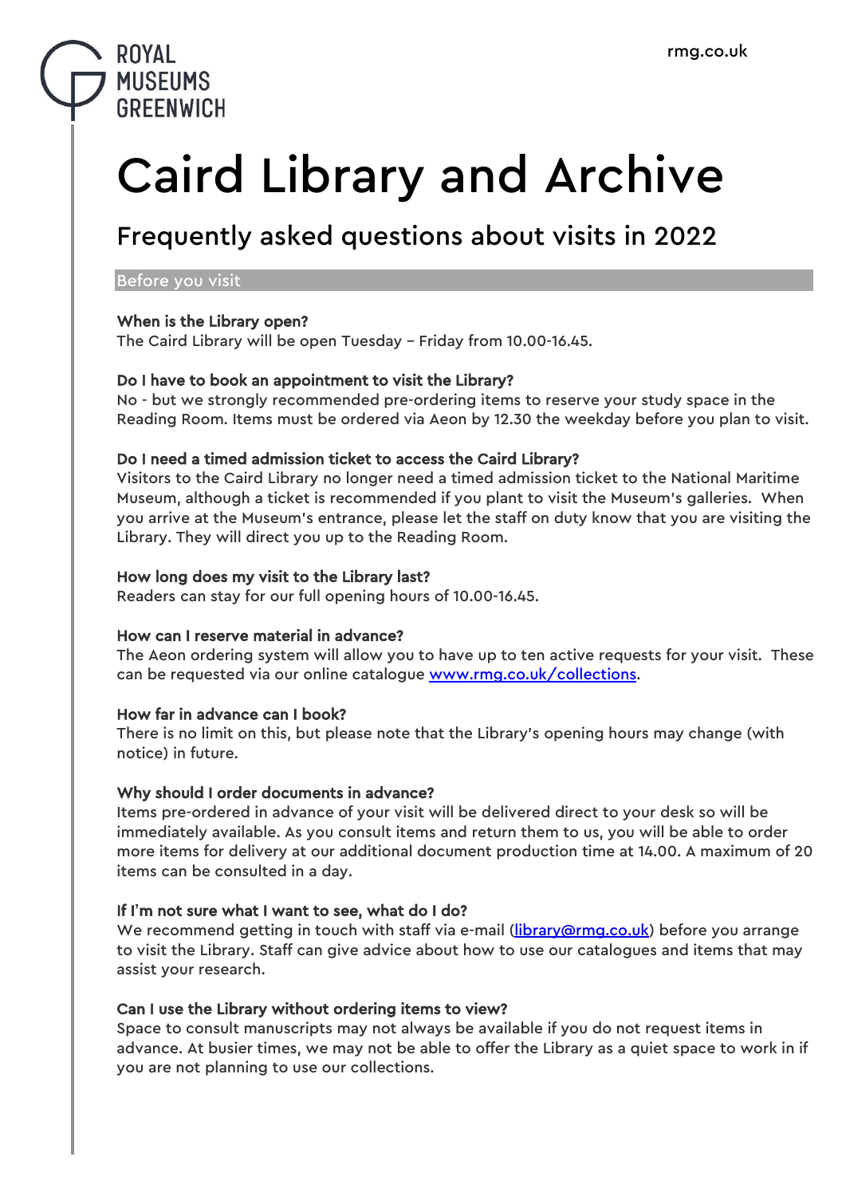ROYAL MUSEUMS GREENWICH

rmg.co.uk

# Caird Library and Archive

## Frequently asked questions about visits in 2022

### Before you visit

**When is the Library open?**
The Caird Library will be open Tuesday – Friday from 10.00-16.45.

**Do I have to book an appointment to visit the Library?**
No - but we strongly recommended pre-ordering items to reserve your study space in the Reading Room. Items must be ordered via Aeon by 12.30 the weekday before you plan to visit.

**Do I need a timed admission ticket to access the Caird Library?**
Visitors to the Caird Library no longer need a timed admission ticket to the National Maritime Museum, although a ticket is recommended if you plant to visit the Museum's galleries. When you arrive at the Museum's entrance, please let the staff on duty know that you are visiting the Library. They will direct you up to the Reading Room.

**How long does my visit to the Library last?**
Readers can stay for our full opening hours of 10.00-16.45.

**How can I reserve material in advance?**
The Aeon ordering system will allow you to have up to ten active requests for your visit. These can be requested via our online catalogue [www.rmg.co.uk/collections](www.rmg.co.uk/collections).

**How far in advance can I book?**
There is no limit on this, but please note that the Library's opening hours may change (with notice) in future.

**Why should I order documents in advance?**
Items pre-ordered in advance of your visit will be delivered direct to your desk so will be immediately available. As you consult items and return them to us, you will be able to order more items for delivery at our additional document production time at 14.00. A maximum of 20 items can be consulted in a day.

**If I'm not sure what I want to see, what do I do?**
We recommend getting in touch with staff via e-mail ([library@rmg.co.uk](mailto:library@rmg.co.uk)) before you arrange to visit the Library. Staff can give advice about how to use our catalogues and items that may assist your research.

**Can I use the Library without ordering items to view?**
Space to consult manuscripts may not always be available if you do not request items in advance. At busier times, we may not be able to offer the Library as a quiet space to work in if you are not planning to use our collections.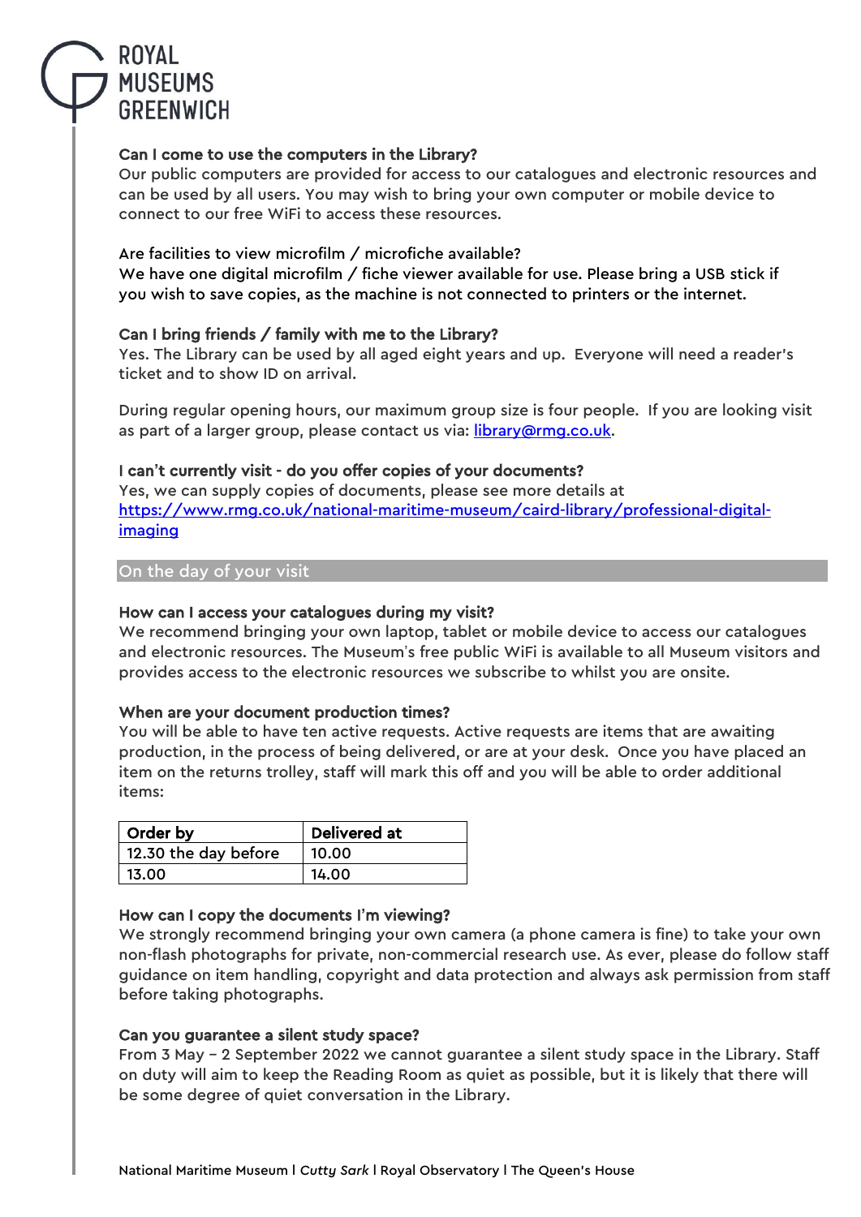**Can I come to use the computers in the Library?**
Our public computers are provided for access to our catalogues and electronic resources and can be used by all users. You may wish to bring your own computer or mobile device to connect to our free WiFi to access these resources.

Are facilities to view microfilm / microfiche available?
We have one digital microfilm / fiche viewer available for use. Please bring a USB stick if you wish to save copies, as the machine is not connected to printers or the internet.

**Can I bring friends / family with me to the Library?**
Yes. The Library can be used by all aged eight years and up. Everyone will need a reader's ticket and to show ID on arrival.

During regular opening hours, our maximum group size is four people. If you are looking visit as part of a larger group, please contact us via: library@rmg.co.uk.

**I can't currently visit - do you offer copies of your documents?**
Yes, we can supply copies of documents, please see more details at https://www.rmg.co.uk/national-maritime-museum/caird-library/professional-digital-imaging

## On the day of your visit

**How can I access your catalogues during my visit?**
We recommend bringing your own laptop, tablet or mobile device to access our catalogues and electronic resources. The Museum's free public WiFi is available to all Museum visitors and provides access to the electronic resources we subscribe to whilst you are onsite.

**When are your document production times?**
You will be able to have ten active requests. Active requests are items that are awaiting production, in the process of being delivered, or are at your desk. Once you have placed an item on the returns trolley, staff will mark this off and you will be able to order additional items:

| Order by | Delivered at |
|---|---|
| 12.30 the day before | 10.00 |
| 13.00 | 14.00 |

**How can I copy the documents I'm viewing?**
We strongly recommend bringing your own camera (a phone camera is fine) to take your own non-flash photographs for private, non-commercial research use. As ever, please do follow staff guidance on item handling, copyright and data protection and always ask permission from staff before taking photographs.

**Can you guarantee a silent study space?**
From 3 May – 2 September 2022 we cannot guarantee a silent study space in the Library. Staff on duty will aim to keep the Reading Room as quiet as possible, but it is likely that there will be some degree of quiet conversation in the Library.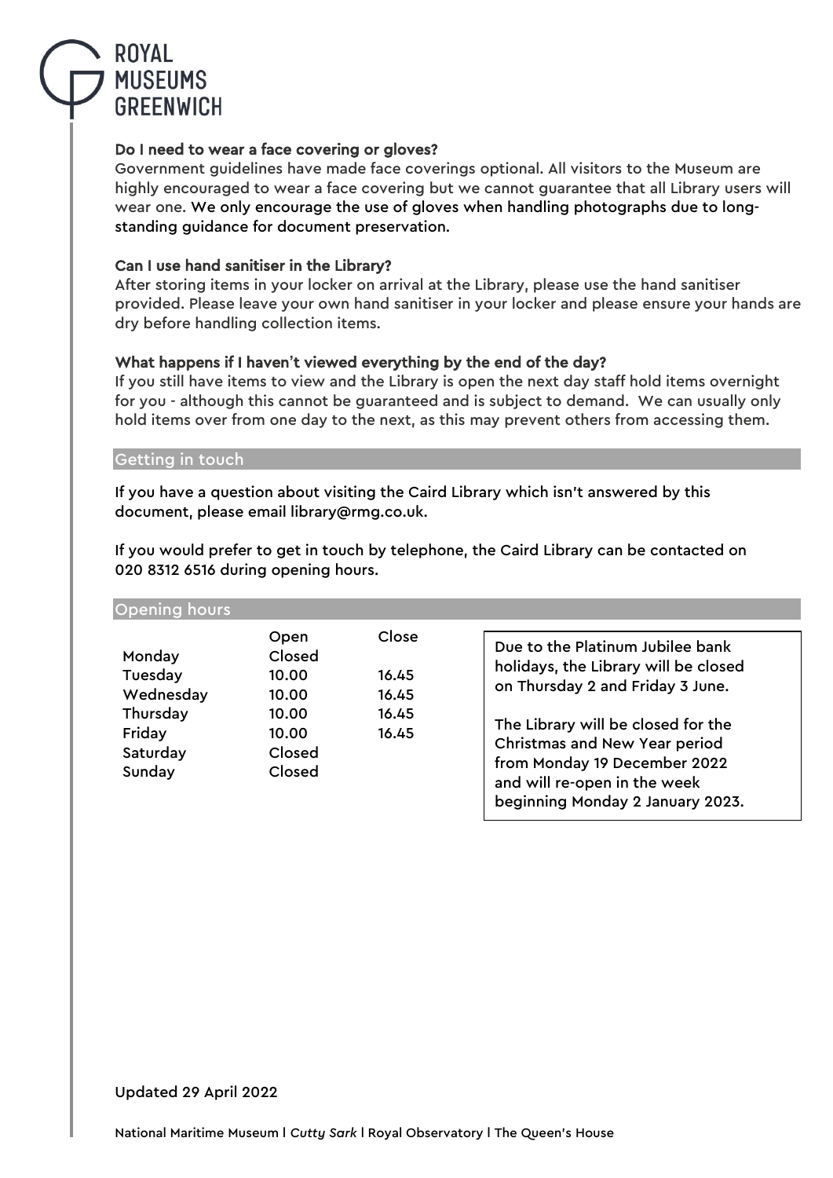**Do I need to wear a face covering or gloves?**

Government guidelines have made face coverings optional. All visitors to the Museum are highly encouraged to wear a face covering but we cannot guarantee that all Library users will wear one. We only encourage the use of gloves when handling photographs due to long-standing guidance for document preservation.

**Can I use hand sanitiser in the Library?**

After storing items in your locker on arrival at the Library, please use the hand sanitiser provided. Please leave your own hand sanitiser in your locker and please ensure your hands are dry before handling collection items.

**What happens if I haven't viewed everything by the end of the day?**

If you still have items to view and the Library is open the next day staff hold items overnight for you - although this cannot be guaranteed and is subject to demand. We can usually only hold items over from one day to the next, as this may prevent others from accessing them.

## Getting in touch

If you have a question about visiting the Caird Library which isn't answered by this document, please email library@rmg.co.uk.

If you would prefer to get in touch by telephone, the Caird Library can be contacted on 020 8312 6516 during opening hours.

## Opening hours

| | Open | Close |
|---|---|---|
| Monday | Closed | |
| Tuesday | 10.00 | 16.45 |
| Wednesday | 10.00 | 16.45 |
| Thursday | 10.00 | 16.45 |
| Friday | 10.00 | 16.45 |
| Saturday | Closed | |
| Sunday | Closed | |

Due to the Platinum Jubilee bank holidays, the Library will be closed on Thursday 2 and Friday 3 June.

The Library will be closed for the Christmas and New Year period from Monday 19 December 2022 and will re-open in the week beginning Monday 2 January 2023.

Updated 29 April 2022